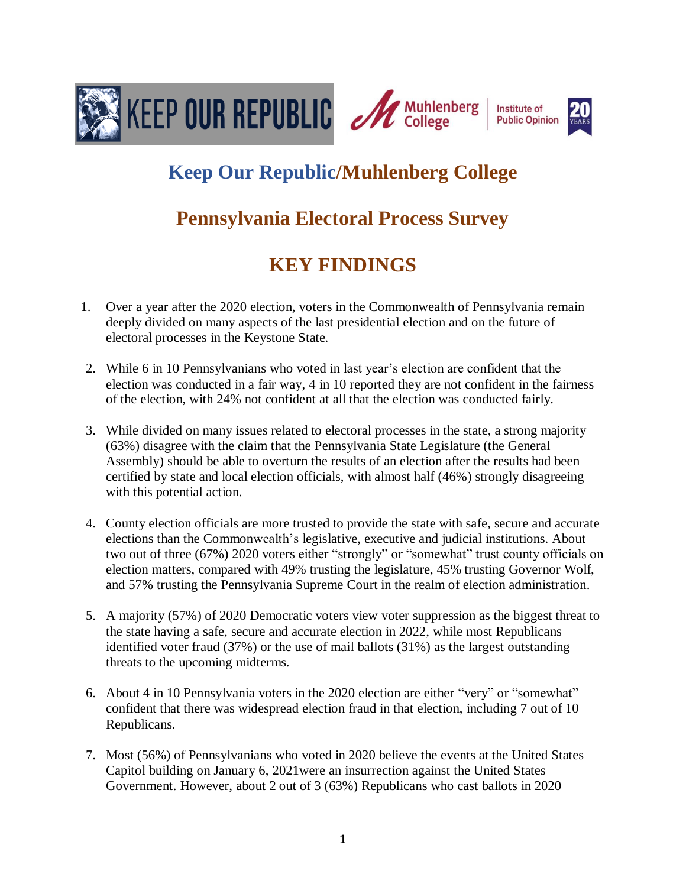# Keep Our Republic/Muhlenberg College

## Pennsylvania Electoral Process Survey

## KEY FINDINGS

1. Over a year after the 2020 election, voters in the Commonwealth of Pennsylvania remain deeply divided on many aspects of the last presidential election and on the future of electoral processes in the Keystone State.

2. While 6 in 10 Pennsylvanians who voted in last year's election are confident that the election was conducted in a fair way, 4 in 10 reported they are not confident in the fairness of the election, with 24% not confident at all that the election was conducted fairly.

3. While divided on many issues related to electoral processes in the state, a strong majority (63%) disagree with the claim that the Pennsylvania State Legislature (the General Assembly) should be able to overturn the results of an election after the results had been certified by state and local election officials, with almost half (46%) strongly disagreeing with this potential action.

4. County election officials are more trusted to provide the state with safe, secure and accurate elections than the Commonwealth's legislative, executive and judicial institutions. About two out of three (67%) 2020 voters either "strongly" or "somewhat" trust county officials on election matters, compared with 49% trusting the legislature, 45% trusting Governor Wolf, and 57% trusting the Pennsylvania Supreme Court in the realm of election administration.

5. A majority (57%) of 2020 Democratic voters view voter suppression as the biggest threat to the state having a safe, secure and accurate election in 2022, while most Republicans identified voter fraud (37%) or the use of mail ballots (31%) as the largest outstanding threats to the upcoming midterms.

6. About 4 in 10 Pennsylvania voters in the 2020 election are either "very" or "somewhat" confident that there was widespread election fraud in that election, including 7 out of 10 Republicans.

7. Most (56%) of Pennsylvanians who voted in 2020 believe the events at the United States Capitol building on January 6, 2021were an insurrection against the United States Government. However, about 2 out of 3 (63%) Republicans who cast ballots in 2020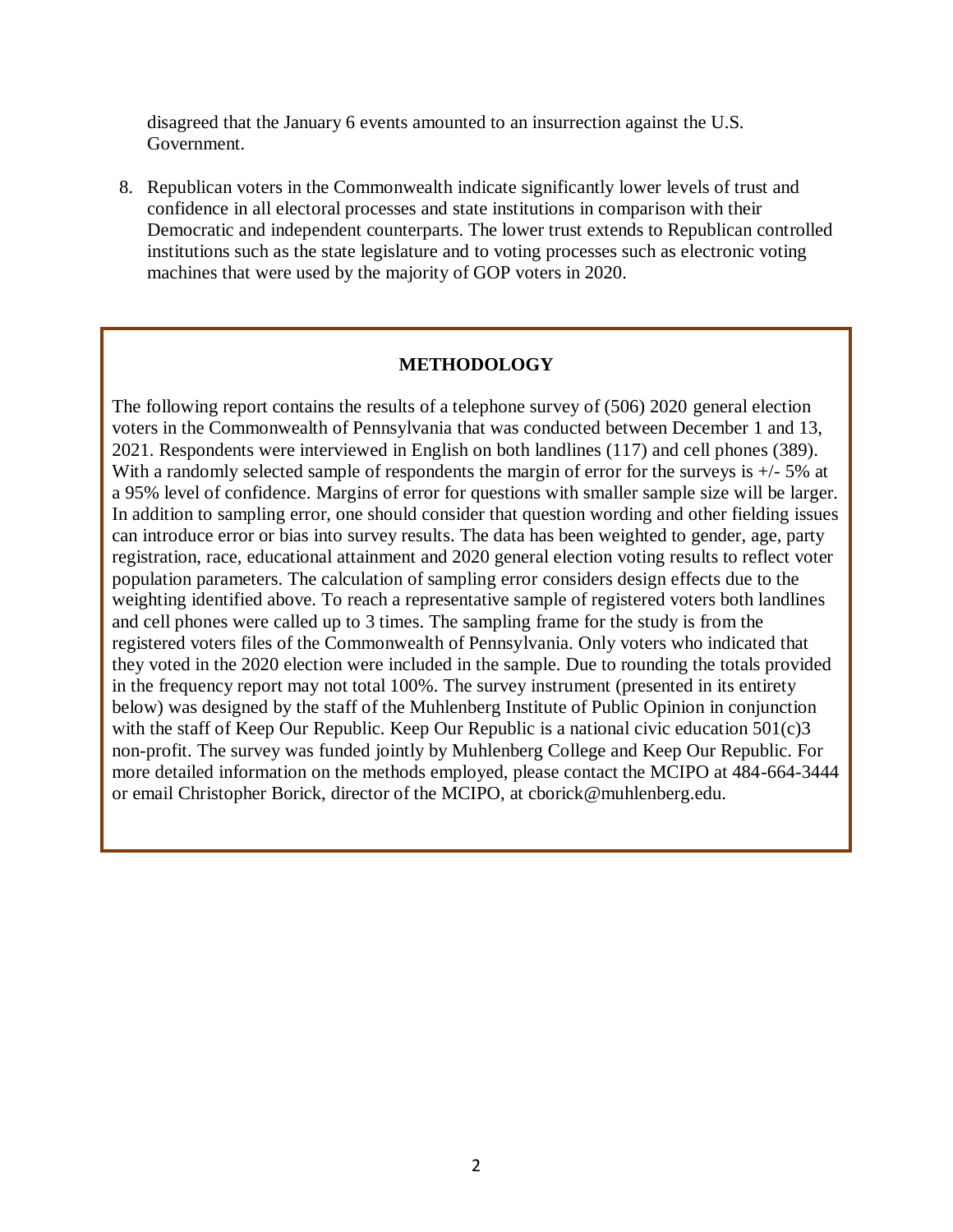disagreed that the January 6 events amounted to an insurrection against the U.S. Government.

8. Republican voters in the Commonwealth indicate significantly lower levels of trust and confidence in all electoral processes and state institutions in comparison with their Democratic and independent counterparts. The lower trust extends to Republican controlled institutions such as the state legislature and to voting processes such as electronic voting machines that were used by the majority of GOP voters in 2020.

## METHODOLOGY

The following report contains the results of a telephone survey of (506) 2020 general election voters in the Commonwealth of Pennsylvania that was conducted between December 1 and 13, 2021. Respondents were interviewed in English on both landlines (117) and cell phones (389). With a randomly selected sample of respondents the margin of error for the surveys is +/- 5% at a 95% level of confidence. Margins of error for questions with smaller sample size will be larger. In addition to sampling error, one should consider that question wording and other fielding issues can introduce error or bias into survey results. The data has been weighted to gender, age, party registration, race, educational attainment and 2020 general election voting results to reflect voter population parameters. The calculation of sampling error considers design effects due to the weighting identified above. To reach a representative sample of registered voters both landlines and cell phones were called up to 3 times. The sampling frame for the study is from the registered voters files of the Commonwealth of Pennsylvania. Only voters who indicated that they voted in the 2020 election were included in the sample. Due to rounding the totals provided in the frequency report may not total 100%. The survey instrument (presented in its entirety below) was designed by the staff of the Muhlenberg Institute of Public Opinion in conjunction with the staff of Keep Our Republic. Keep Our Republic is a national civic education 501(c)3 non-profit. The survey was funded jointly by Muhlenberg College and Keep Our Republic. For more detailed information on the methods employed, please contact the MCIPO at 484-664-3444 or email Christopher Borick, director of the MCIPO, at cborick@muhlenberg.edu.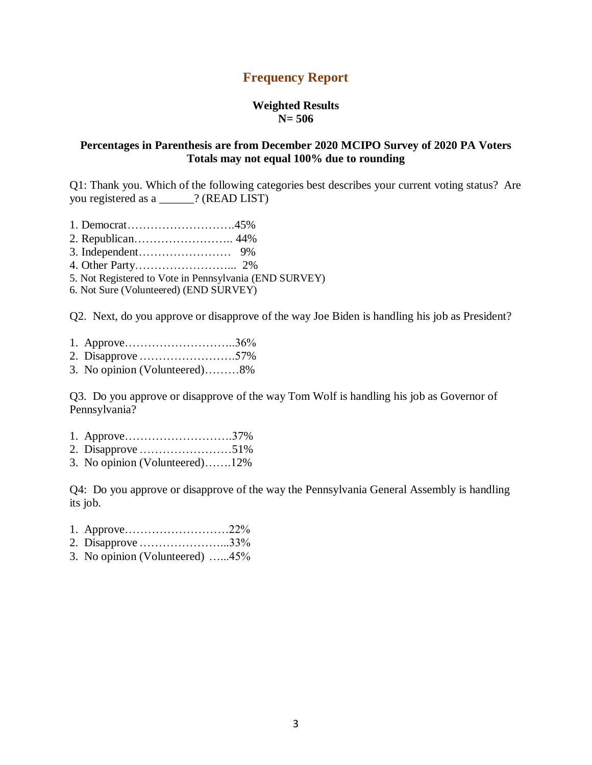## Frequency Report

**Weighted Results**
**N= 506**

**Percentages in Parenthesis are from December 2020 MCIPO Survey of 2020 PA Voters**
**Totals may not equal 100% due to rounding**

Q1: Thank you. Which of the following categories best describes your current voting status? Are you registered as a ______? (READ LIST)

1. Democrat……………………….45%
2. Republican…………………….. 44%
3. Independent…………………… 9%
4. Other Party……………………... 2%
5. Not Registered to Vote in Pennsylvania (END SURVEY)
6. Not Sure (Volunteered) (END SURVEY)

Q2. Next, do you approve or disapprove of the way Joe Biden is handling his job as President?

1. Approve………………………..36%
2. Disapprove …………………….57%
3. No opinion (Volunteered)………8%

Q3. Do you approve or disapprove of the way Tom Wolf is handling his job as Governor of Pennsylvania?

1. Approve……………………….37%
2. Disapprove ……………………51%
3. No opinion (Volunteered)…….12%

Q4: Do you approve or disapprove of the way the Pennsylvania General Assembly is handling its job.

1. Approve………………………22%
2. Disapprove …………………...33%
3. No opinion (Volunteered) …...45%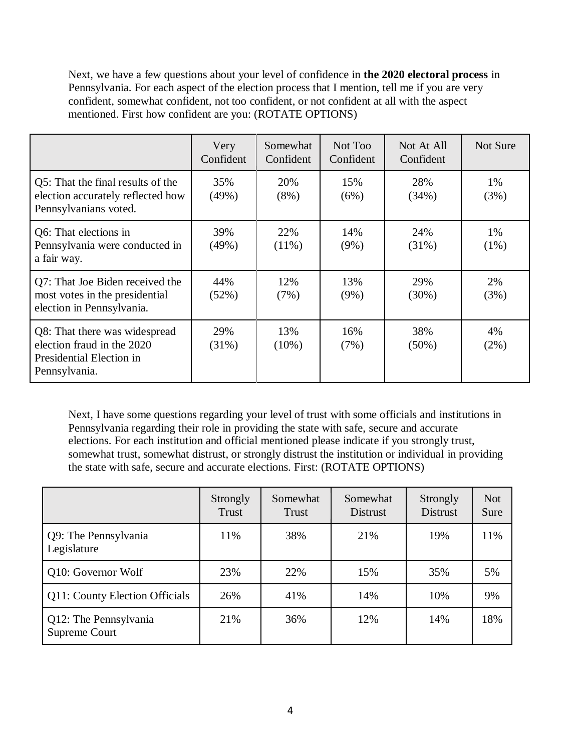Next, we have a few questions about your level of confidence in **the 2020 electoral process** in Pennsylvania. For each aspect of the election process that I mention, tell me if you are very confident, somewhat confident, not too confident, or not confident at all with the aspect mentioned. First how confident are you: (ROTATE OPTIONS)

| | Very Confident | Somewhat Confident | Not Too Confident | Not At All Confident | Not Sure |
|---|---|---|---|---|---|
| Q5: That the final results of the election accurately reflected how Pennsylvanians voted. | 35% (49%) | 20% (8%) | 15% (6%) | 28% (34%) | 1% (3%) |
| Q6: That elections in Pennsylvania were conducted in a fair way. | 39% (49%) | 22% (11%) | 14% (9%) | 24% (31%) | 1% (1%) |
| Q7: That Joe Biden received the most votes in the presidential election in Pennsylvania. | 44% (52%) | 12% (7%) | 13% (9%) | 29% (30%) | 2% (3%) |
| Q8: That there was widespread election fraud in the 2020 Presidential Election in Pennsylvania. | 29% (31%) | 13% (10%) | 16% (7%) | 38% (50%) | 4% (2%) |

Next, I have some questions regarding your level of trust with some officials and institutions in Pennsylvania regarding their role in providing the state with safe, secure and accurate elections. For each institution and official mentioned please indicate if you strongly trust, somewhat trust, somewhat distrust, or strongly distrust the institution or individual in providing the state with safe, secure and accurate elections. First: (ROTATE OPTIONS)

| | Strongly Trust | Somewhat Trust | Somewhat Distrust | Strongly Distrust | Not Sure |
|---|---|---|---|---|---|
| Q9: The Pennsylvania Legislature | 11% | 38% | 21% | 19% | 11% |
| Q10: Governor Wolf | 23% | 22% | 15% | 35% | 5% |
| Q11: County Election Officials | 26% | 41% | 14% | 10% | 9% |
| Q12: The Pennsylvania Supreme Court | 21% | 36% | 12% | 14% | 18% |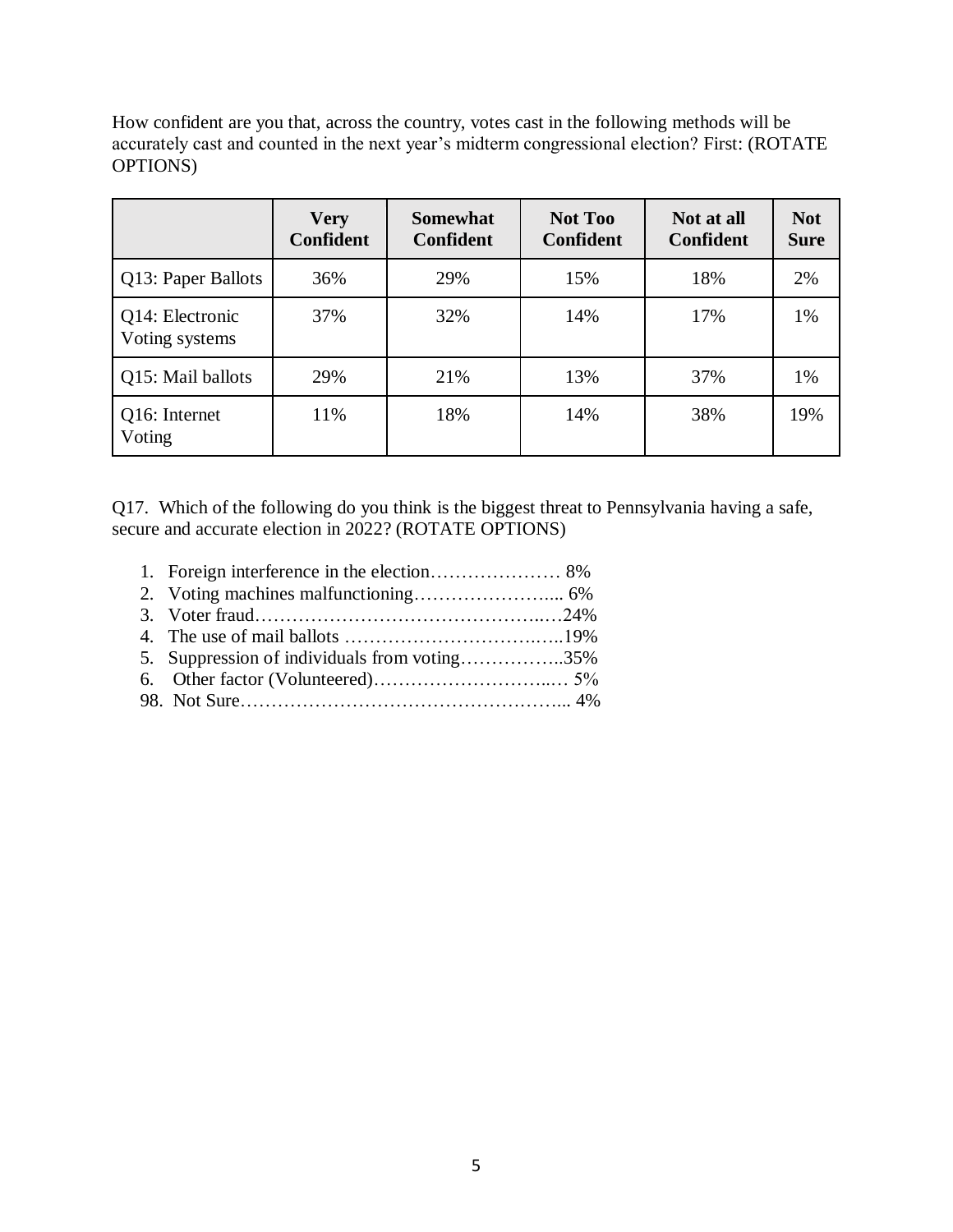How confident are you that, across the country, votes cast in the following methods will be accurately cast and counted in the next year's midterm congressional election? First: (ROTATE OPTIONS)

| | **Very Confident** | **Somewhat Confident** | **Not Too Confident** | **Not at all Confident** | **Not Sure** |
|---|---|---|---|---|---|
| Q13: Paper Ballots | 36% | 29% | 15% | 18% | 2% |
| Q14: Electronic Voting systems | 37% | 32% | 14% | 17% | 1% |
| Q15: Mail ballots | 29% | 21% | 13% | 37% | 1% |
| Q16: Internet Voting | 11% | 18% | 14% | 38% | 19% |

Q17. Which of the following do you think is the biggest threat to Pennsylvania having a safe, secure and accurate election in 2022? (ROTATE OPTIONS)

1. Foreign interference in the election………………… 8%
2. Voting machines malfunctioning………………….... 6%
3. Voter fraud……………………………………..…24%
4. The use of mail ballots …………………………..…..19%
5. Suppression of individuals from voting……………..35%
6. Other factor (Volunteered)…………………………..… 5%

98. Not Sure……………………………………………... 4%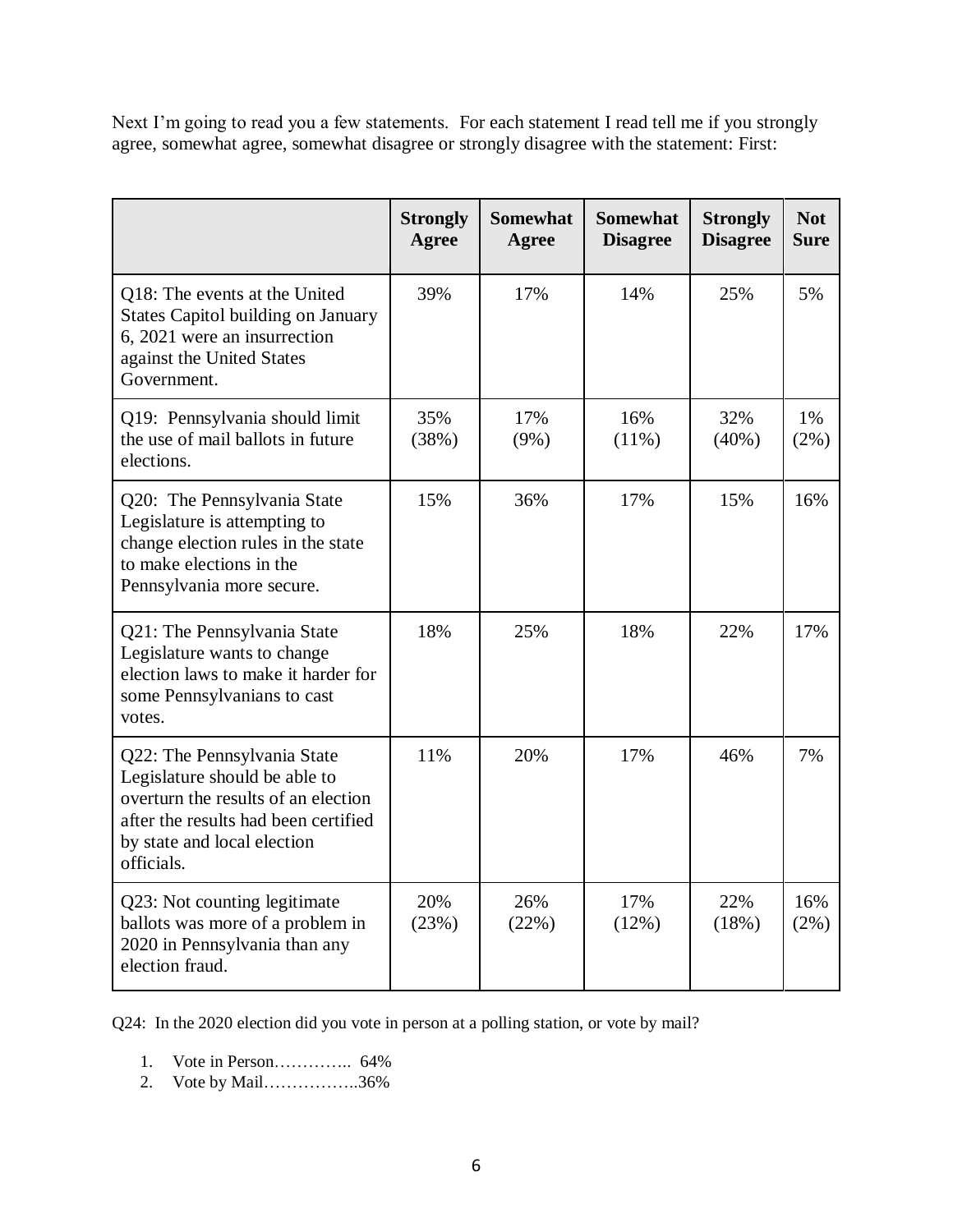Next I'm going to read you a few statements. For each statement I read tell me if you strongly agree, somewhat agree, somewhat disagree or strongly disagree with the statement: First:

| | Strongly Agree | Somewhat Agree | Somewhat Disagree | Strongly Disagree | Not Sure |
|---|---|---|---|---|---|
| Q18: The events at the United States Capitol building on January 6, 2021 were an insurrection against the United States Government. | 39% | 17% | 14% | 25% | 5% |
| Q19: Pennsylvania should limit the use of mail ballots in future elections. | 35% (38%) | 17% (9%) | 16% (11%) | 32% (40%) | 1% (2%) |
| Q20: The Pennsylvania State Legislature is attempting to change election rules in the state to make elections in the Pennsylvania more secure. | 15% | 36% | 17% | 15% | 16% |
| Q21: The Pennsylvania State Legislature wants to change election laws to make it harder for some Pennsylvanians to cast votes. | 18% | 25% | 18% | 22% | 17% |
| Q22: The Pennsylvania State Legislature should be able to overturn the results of an election after the results had been certified by state and local election officials. | 11% | 20% | 17% | 46% | 7% |
| Q23: Not counting legitimate ballots was more of a problem in 2020 in Pennsylvania than any election fraud. | 20% (23%) | 26% (22%) | 17% (12%) | 22% (18%) | 16% (2%) |

Q24: In the 2020 election did you vote in person at a polling station, or vote by mail?

1. Vote in Person………….. 64%
2. Vote by Mail……………..36%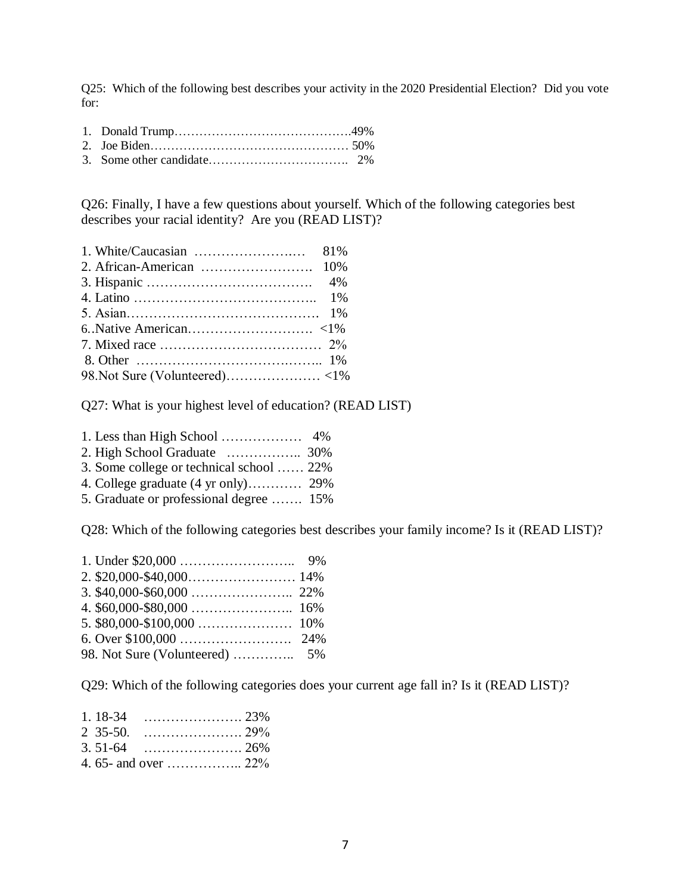Q25: Which of the following best describes your activity in the 2020 Presidential Election? Did you vote for:

1. Donald Trump……………………………………49%
2. Joe Biden………………………………………… 50%
3. Some other candidate……………………………. 2%

Q26: Finally, I have a few questions about yourself. Which of the following categories best describes your racial identity? Are you (READ LIST)?

1. White/Caucasian ………………….… 81%
2. African-American ……………………. 10%
3. Hispanic ………………………………. 4%
4. Latino ……………………………….. 1%
5. Asian……………………………………. 1%
6. Native American………………………. <1%
7. Mixed race ……………………………… 2%
8. Other ……………………………….…... 1%

98. Not Sure (Volunteered)………………… <1%

Q27: What is your highest level of education? (READ LIST)

1. Less than High School ……………… 4%
2. High School Graduate …………….. 30%
3. Some college or technical school …… 22%
4. College graduate (4 yr only)………… 29%
5. Graduate or professional degree ……. 15%

Q28: Which of the following categories best describes your family income? Is it (READ LIST)?

1. Under $20,000 …………………….. 9%
2. $20,000-$40,000…………………… 14%
3. $40,000-$60,000 ………………….. 22%
4. $60,000-$80,000 ………………….. 16%
5. $80,000-$100,000 ………………… 10%
6. Over $100,000 ……………………. 24%

98. Not Sure (Volunteered) ………….. 5%

Q29: Which of the following categories does your current age fall in? Is it (READ LIST)?

1. 18-34 …………………. 23%
2. 35-50. …………………. 29%
3. 51-64 …………………. 26%
4. 65- and over …………….. 22%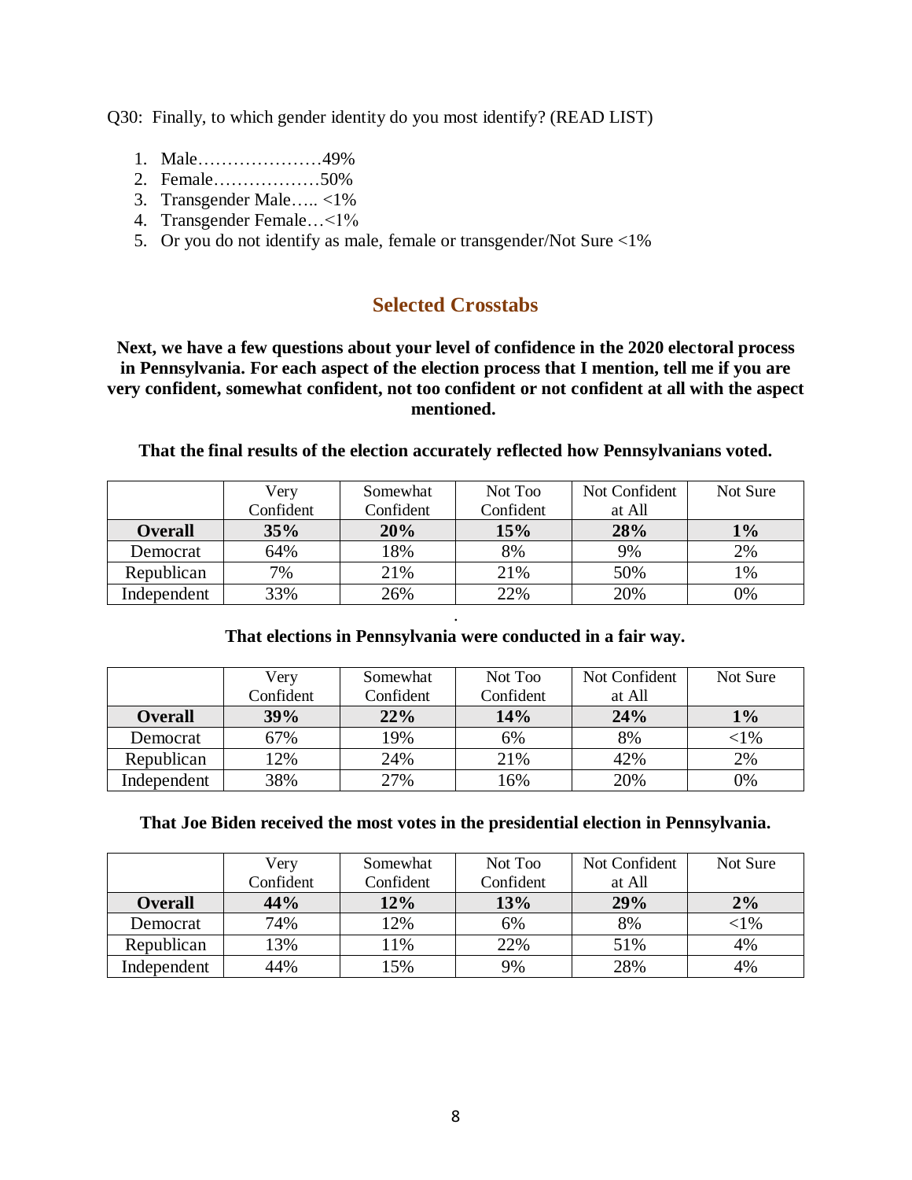Q30: Finally, to which gender identity do you most identify? (READ LIST)

1. Male…………………49%
2. Female………………50%
3. Transgender Male….. <1%
4. Transgender Female…<1%
5. Or you do not identify as male, female or transgender/Not Sure <1%

## Selected Crosstabs

**Next, we have a few questions about your level of confidence in the 2020 electoral process in Pennsylvania. For each aspect of the election process that I mention, tell me if you are very confident, somewhat confident, not too confident or not confident at all with the aspect mentioned.**

**That the final results of the election accurately reflected how Pennsylvanians voted.**

| | Very Confident | Somewhat Confident | Not Too Confident | Not Confident at All | Not Sure |
|---|---|---|---|---|---|
| **Overall** | **35%** | **20%** | **15%** | **28%** | **1%** |
| Democrat | 64% | 18% | 8% | 9% | 2% |
| Republican | 7% | 21% | 21% | 50% | 1% |
| Independent | 33% | 26% | 22% | 20% | 0% |

**That elections in Pennsylvania were conducted in a fair way.**

| | Very Confident | Somewhat Confident | Not Too Confident | Not Confident at All | Not Sure |
|---|---|---|---|---|---|
| **Overall** | **39%** | **22%** | **14%** | **24%** | **1%** |
| Democrat | 67% | 19% | 6% | 8% | <1% |
| Republican | 12% | 24% | 21% | 42% | 2% |
| Independent | 38% | 27% | 16% | 20% | 0% |

**That Joe Biden received the most votes in the presidential election in Pennsylvania.**

| | Very Confident | Somewhat Confident | Not Too Confident | Not Confident at All | Not Sure |
|---|---|---|---|---|---|
| **Overall** | **44%** | **12%** | **13%** | **29%** | **2%** |
| Democrat | 74% | 12% | 6% | 8% | <1% |
| Republican | 13% | 11% | 22% | 51% | 4% |
| Independent | 44% | 15% | 9% | 28% | 4% |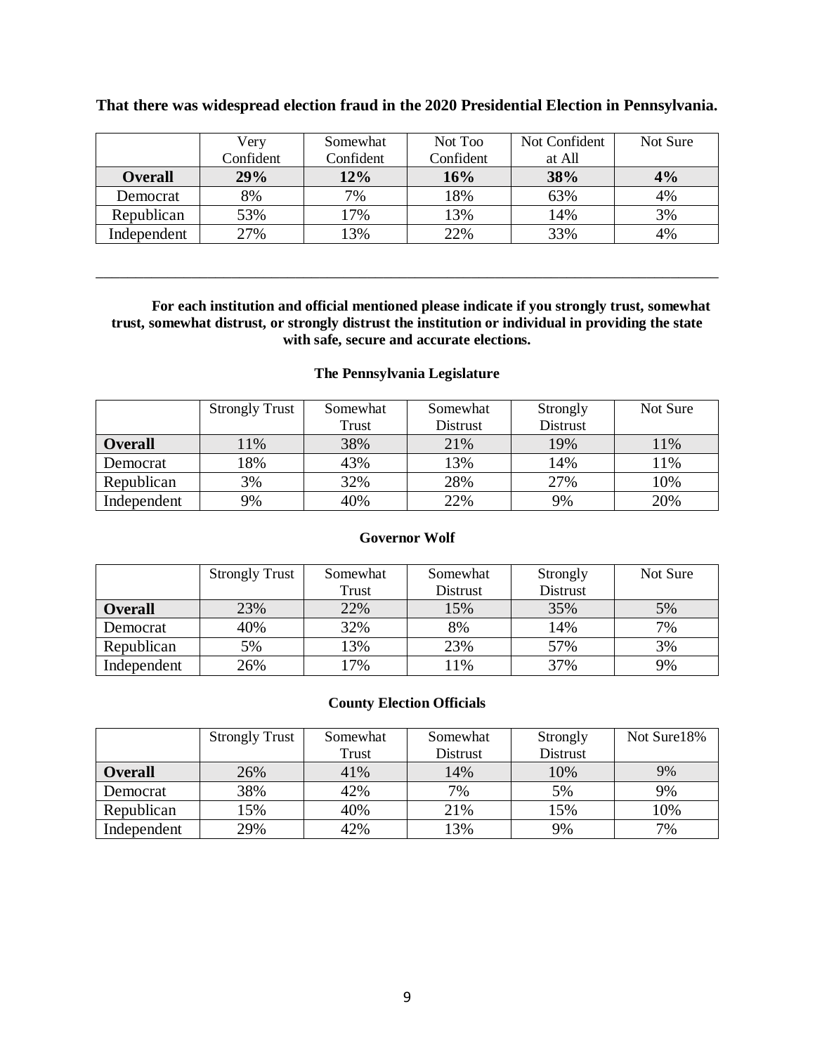**That there was widespread election fraud in the 2020 Presidential Election in Pennsylvania.**

| | Very Confident | Somewhat Confident | Not Too Confident | Not Confident at All | Not Sure |
|---|---|---|---|---|---|
| **Overall** | **29%** | **12%** | **16%** | **38%** | **4%** |
| Democrat | 8% | 7% | 18% | 63% | 4% |
| Republican | 53% | 17% | 13% | 14% | 3% |
| Independent | 27% | 13% | 22% | 33% | 4% |

---

**For each institution and official mentioned please indicate if you strongly trust, somewhat trust, somewhat distrust, or strongly distrust the institution or individual in providing the state with safe, secure and accurate elections.**

**The Pennsylvania Legislature**

| | Strongly Trust | Somewhat Trust | Somewhat Distrust | Strongly Distrust | Not Sure |
|---|---|---|---|---|---|
| **Overall** | 11% | 38% | 21% | 19% | 11% |
| Democrat | 18% | 43% | 13% | 14% | 11% |
| Republican | 3% | 32% | 28% | 27% | 10% |
| Independent | 9% | 40% | 22% | 9% | 20% |

**Governor Wolf**

| | Strongly Trust | Somewhat Trust | Somewhat Distrust | Strongly Distrust | Not Sure |
|---|---|---|---|---|---|
| **Overall** | 23% | 22% | 15% | 35% | 5% |
| Democrat | 40% | 32% | 8% | 14% | 7% |
| Republican | 5% | 13% | 23% | 57% | 3% |
| Independent | 26% | 17% | 11% | 37% | 9% |

**County Election Officials**

| | Strongly Trust | Somewhat Trust | Somewhat Distrust | Strongly Distrust | Not Sure18% |
|---|---|---|---|---|---|
| **Overall** | 26% | 41% | 14% | 10% | 9% |
| Democrat | 38% | 42% | 7% | 5% | 9% |
| Republican | 15% | 40% | 21% | 15% | 10% |
| Independent | 29% | 42% | 13% | 9% | 7% |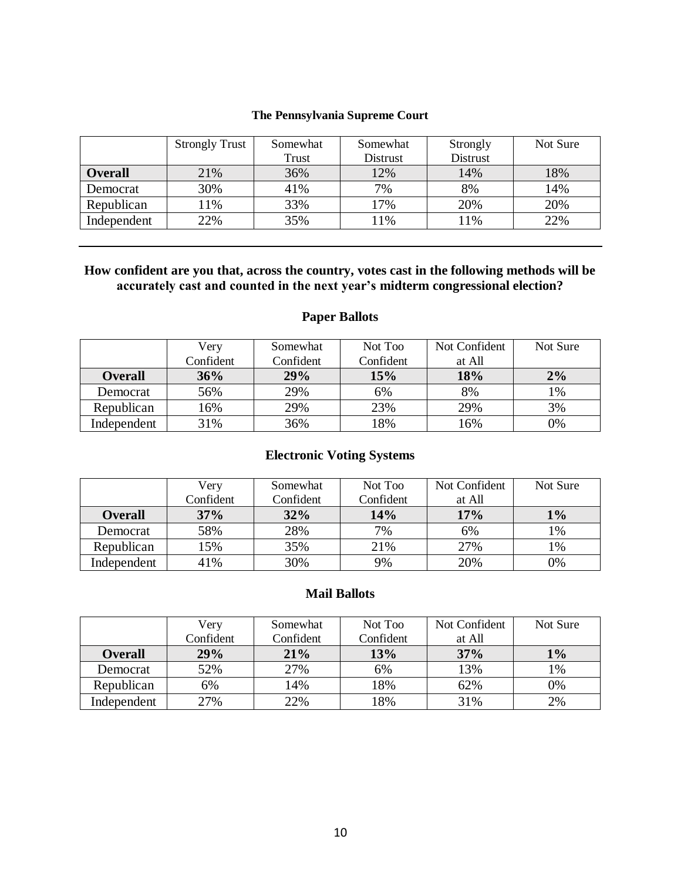**The Pennsylvania Supreme Court**

| | Strongly Trust | Somewhat Trust | Somewhat Distrust | Strongly Distrust | Not Sure |
|---|---|---|---|---|---|
| **Overall** | 21% | 36% | 12% | 14% | 18% |
| Democrat | 30% | 41% | 7% | 8% | 14% |
| Republican | 11% | 33% | 17% | 20% | 20% |
| Independent | 22% | 35% | 11% | 11% | 22% |

---

**How confident are you that, across the country, votes cast in the following methods will be accurately cast and counted in the next year's midterm congressional election?**

**Paper Ballots**

| | Very Confident | Somewhat Confident | Not Too Confident | Not Confident at All | Not Sure |
|---|---|---|---|---|---|
| **Overall** | **36%** | **29%** | **15%** | **18%** | **2%** |
| Democrat | 56% | 29% | 6% | 8% | 1% |
| Republican | 16% | 29% | 23% | 29% | 3% |
| Independent | 31% | 36% | 18% | 16% | 0% |

**Electronic Voting Systems**

| | Very Confident | Somewhat Confident | Not Too Confident | Not Confident at All | Not Sure |
|---|---|---|---|---|---|
| **Overall** | **37%** | **32%** | **14%** | **17%** | **1%** |
| Democrat | 58% | 28% | 7% | 6% | 1% |
| Republican | 15% | 35% | 21% | 27% | 1% |
| Independent | 41% | 30% | 9% | 20% | 0% |

**Mail Ballots**

| | Very Confident | Somewhat Confident | Not Too Confident | Not Confident at All | Not Sure |
|---|---|---|---|---|---|
| **Overall** | **29%** | **21%** | **13%** | **37%** | **1%** |
| Democrat | 52% | 27% | 6% | 13% | 1% |
| Republican | 6% | 14% | 18% | 62% | 0% |
| Independent | 27% | 22% | 18% | 31% | 2% |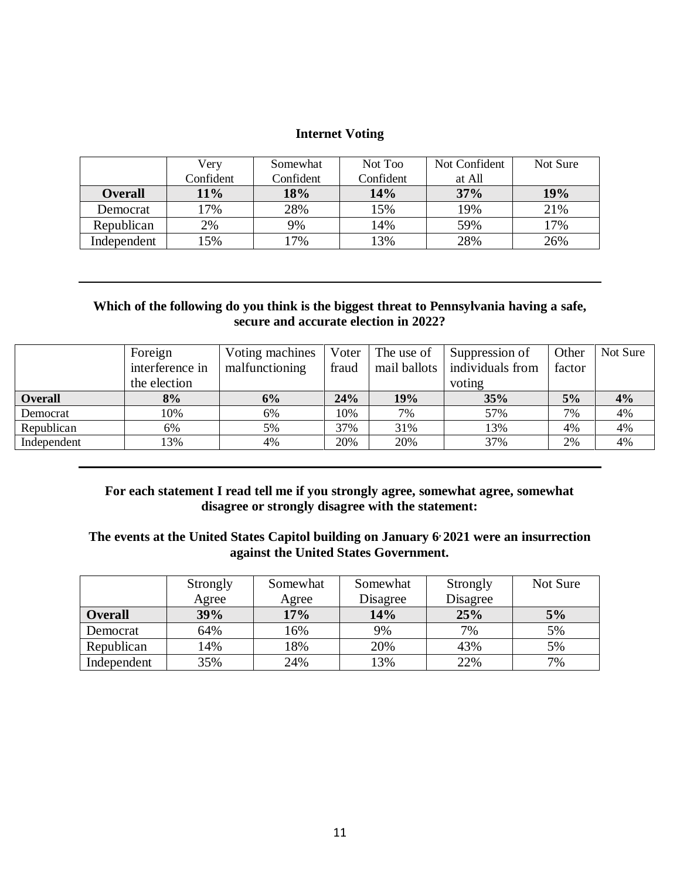**Internet Voting**

| | Very Confident | Somewhat Confident | Not Too Confident | Not Confident at All | Not Sure |
|---|---|---|---|---|---|
| **Overall** | **11%** | **18%** | **14%** | **37%** | **19%** |
| Democrat | 17% | 28% | 15% | 19% | 21% |
| Republican | 2% | 9% | 14% | 59% | 17% |
| Independent | 15% | 17% | 13% | 28% | 26% |

---

**Which of the following do you think is the biggest threat to Pennsylvania having a safe, secure and accurate election in 2022?**

| | Foreign interference in the election | Voting machines malfunctioning | Voter fraud | The use of mail ballots | Suppression of individuals from voting | Other factor | Not Sure |
|---|---|---|---|---|---|---|---|
| **Overall** | **8%** | **6%** | **24%** | **19%** | **35%** | **5%** | **4%** |
| Democrat | 10% | 6% | 10% | 7% | 57% | 7% | 4% |
| Republican | 6% | 5% | 37% | 31% | 13% | 4% | 4% |
| Independent | 13% | 4% | 20% | 20% | 37% | 2% | 4% |

---

**For each statement I read tell me if you strongly agree, somewhat agree, somewhat disagree or strongly disagree with the statement:**

**The events at the United States Capitol building on January 6, 2021 were an insurrection against the United States Government.**

| | Strongly Agree | Somewhat Agree | Somewhat Disagree | Strongly Disagree | Not Sure |
|---|---|---|---|---|---|
| **Overall** | **39%** | **17%** | **14%** | **25%** | **5%** |
| Democrat | 64% | 16% | 9% | 7% | 5% |
| Republican | 14% | 18% | 20% | 43% | 5% |
| Independent | 35% | 24% | 13% | 22% | 7% |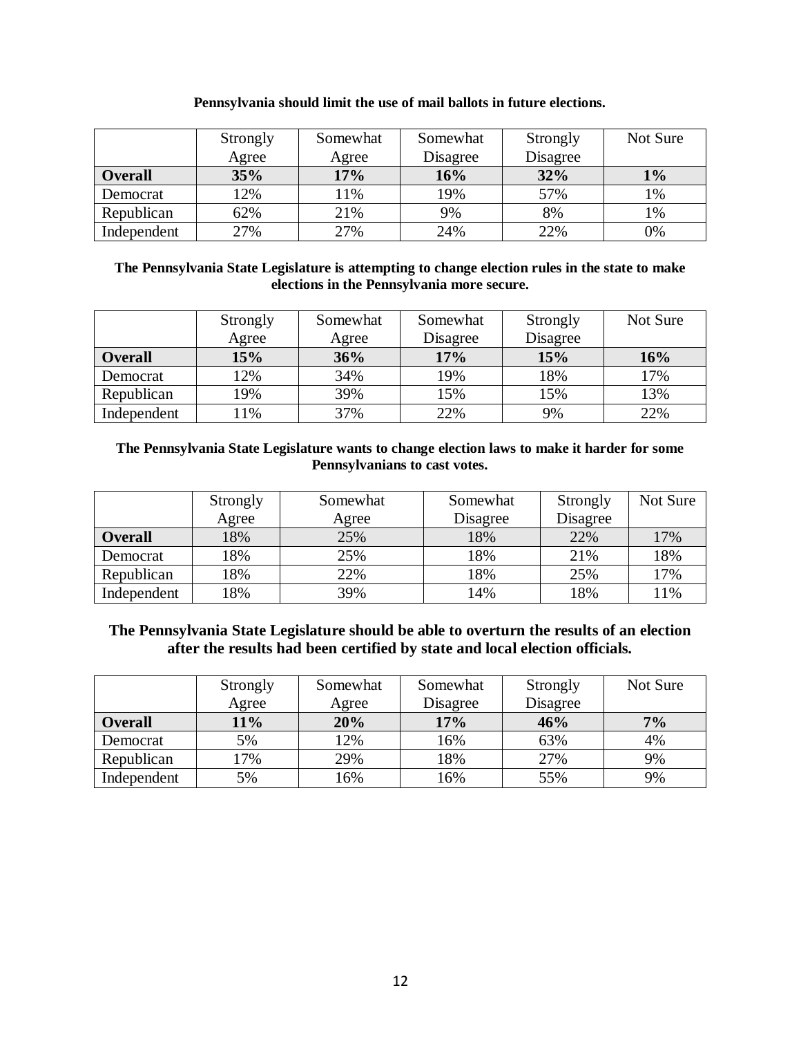**Pennsylvania should limit the use of mail ballots in future elections.**

| | Strongly Agree | Somewhat Agree | Somewhat Disagree | Strongly Disagree | Not Sure |
|---|---|---|---|---|---|
| **Overall** | **35%** | **17%** | **16%** | **32%** | **1%** |
| Democrat | 12% | 11% | 19% | 57% | 1% |
| Republican | 62% | 21% | 9% | 8% | 1% |
| Independent | 27% | 27% | 24% | 22% | 0% |

**The Pennsylvania State Legislature is attempting to change election rules in the state to make elections in the Pennsylvania more secure.**

| | Strongly Agree | Somewhat Agree | Somewhat Disagree | Strongly Disagree | Not Sure |
|---|---|---|---|---|---|
| **Overall** | **15%** | **36%** | **17%** | **15%** | **16%** |
| Democrat | 12% | 34% | 19% | 18% | 17% |
| Republican | 19% | 39% | 15% | 15% | 13% |
| Independent | 11% | 37% | 22% | 9% | 22% |

**The Pennsylvania State Legislature wants to change election laws to make it harder for some Pennsylvanians to cast votes.**

| | Strongly Agree | Somewhat Agree | Somewhat Disagree | Strongly Disagree | Not Sure |
|---|---|---|---|---|---|
| **Overall** | 18% | 25% | 18% | 22% | 17% |
| Democrat | 18% | 25% | 18% | 21% | 18% |
| Republican | 18% | 22% | 18% | 25% | 17% |
| Independent | 18% | 39% | 14% | 18% | 11% |

**The Pennsylvania State Legislature should be able to overturn the results of an election after the results had been certified by state and local election officials.**

| | Strongly Agree | Somewhat Agree | Somewhat Disagree | Strongly Disagree | Not Sure |
|---|---|---|---|---|---|
| **Overall** | **11%** | **20%** | **17%** | **46%** | **7%** |
| Democrat | 5% | 12% | 16% | 63% | 4% |
| Republican | 17% | 29% | 18% | 27% | 9% |
| Independent | 5% | 16% | 16% | 55% | 9% |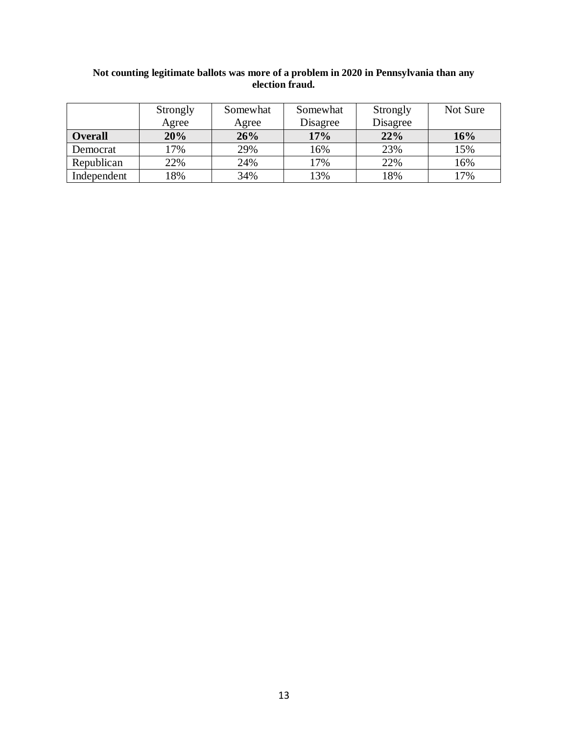**Not counting legitimate ballots was more of a problem in 2020 in Pennsylvania than any election fraud.**

| | Strongly Agree | Somewhat Agree | Somewhat Disagree | Strongly Disagree | Not Sure |
|---|---|---|---|---|---|
| **Overall** | **20%** | **26%** | **17%** | **22%** | **16%** |
| Democrat | 17% | 29% | 16% | 23% | 15% |
| Republican | 22% | 24% | 17% | 22% | 16% |
| Independent | 18% | 34% | 13% | 18% | 17% |